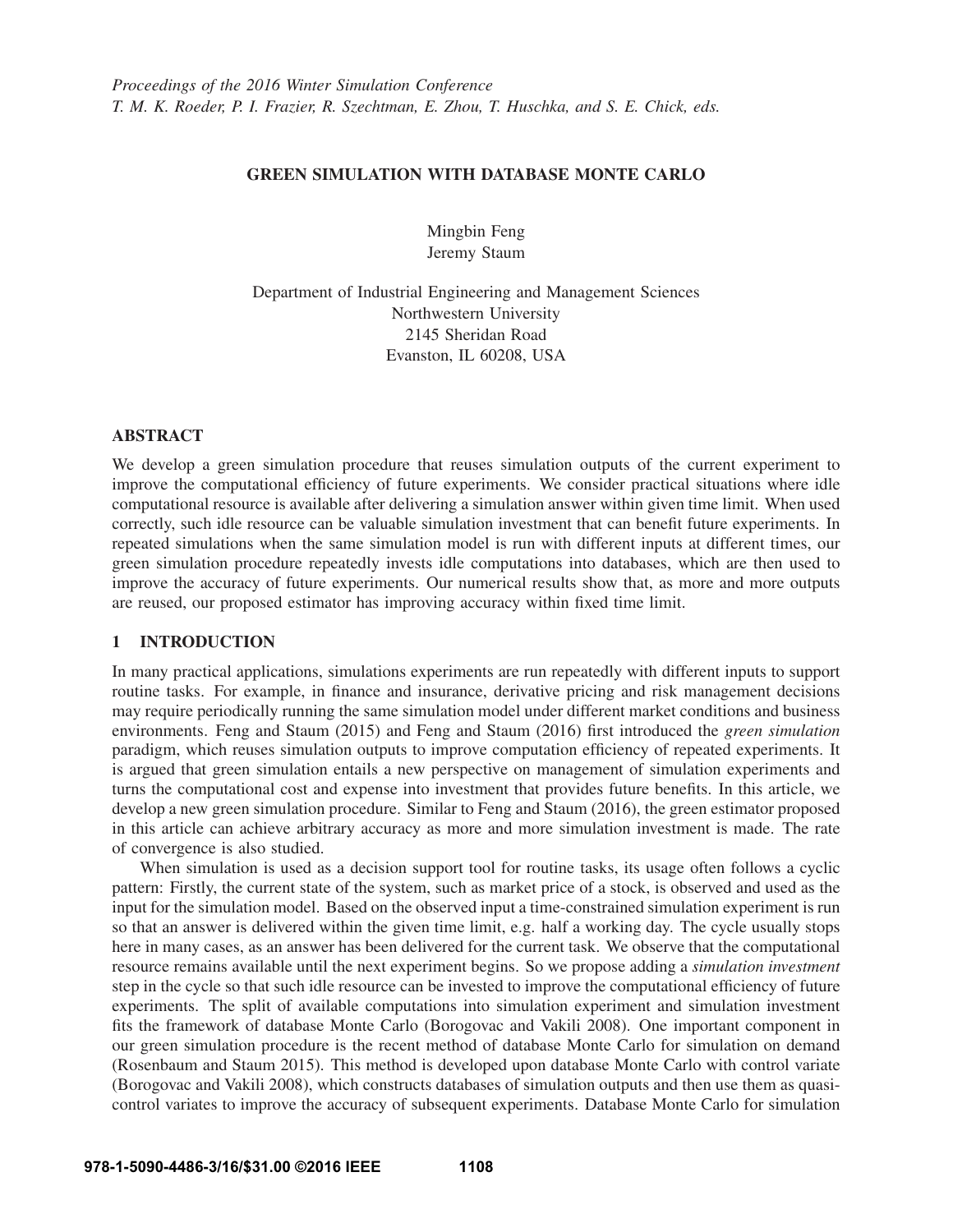*Proceedings of the 2016 Winter Simulation Conference*
*T. M. K. Roeder, P. I. Frazier, R. Szechtman, E. Zhou, T. Huschka, and S. E. Chick, eds.*

# GREEN SIMULATION WITH DATABASE MONTE CARLO

Mingbin Feng
Jeremy Staum

Department of Industrial Engineering and Management Sciences
Northwestern University
2145 Sheridan Road
Evanston, IL 60208, USA

## ABSTRACT

We develop a green simulation procedure that reuses simulation outputs of the current experiment to improve the computational efficiency of future experiments. We consider practical situations where idle computational resource is available after delivering a simulation answer within given time limit. When used correctly, such idle resource can be valuable simulation investment that can benefit future experiments. In repeated simulations when the same simulation model is run with different inputs at different times, our green simulation procedure repeatedly invests idle computations into databases, which are then used to improve the accuracy of future experiments. Our numerical results show that, as more and more outputs are reused, our proposed estimator has improving accuracy within fixed time limit.

## 1 INTRODUCTION

In many practical applications, simulations experiments are run repeatedly with different inputs to support routine tasks. For example, in finance and insurance, derivative pricing and risk management decisions may require periodically running the same simulation model under different market conditions and business environments. Feng and Staum (2015) and Feng and Staum (2016) first introduced the *green simulation* paradigm, which reuses simulation outputs to improve computation efficiency of repeated experiments. It is argued that green simulation entails a new perspective on management of simulation experiments and turns the computational cost and expense into investment that provides future benefits. In this article, we develop a new green simulation procedure. Similar to Feng and Staum (2016), the green estimator proposed in this article can achieve arbitrary accuracy as more and more simulation investment is made. The rate of convergence is also studied.

When simulation is used as a decision support tool for routine tasks, its usage often follows a cyclic pattern: Firstly, the current state of the system, such as market price of a stock, is observed and used as the input for the simulation model. Based on the observed input a time-constrained simulation experiment is run so that an answer is delivered within the given time limit, e.g. half a working day. The cycle usually stops here in many cases, as an answer has been delivered for the current task. We observe that the computational resource remains available until the next experiment begins. So we propose adding a *simulation investment* step in the cycle so that such idle resource can be invested to improve the computational efficiency of future experiments. The split of available computations into simulation experiment and simulation investment fits the framework of database Monte Carlo (Borogovac and Vakili 2008). One important component in our green simulation procedure is the recent method of database Monte Carlo for simulation on demand (Rosenbaum and Staum 2015). This method is developed upon database Monte Carlo with control variate (Borogovac and Vakili 2008), which constructs databases of simulation outputs and then use them as quasi-control variates to improve the accuracy of subsequent experiments. Database Monte Carlo for simulation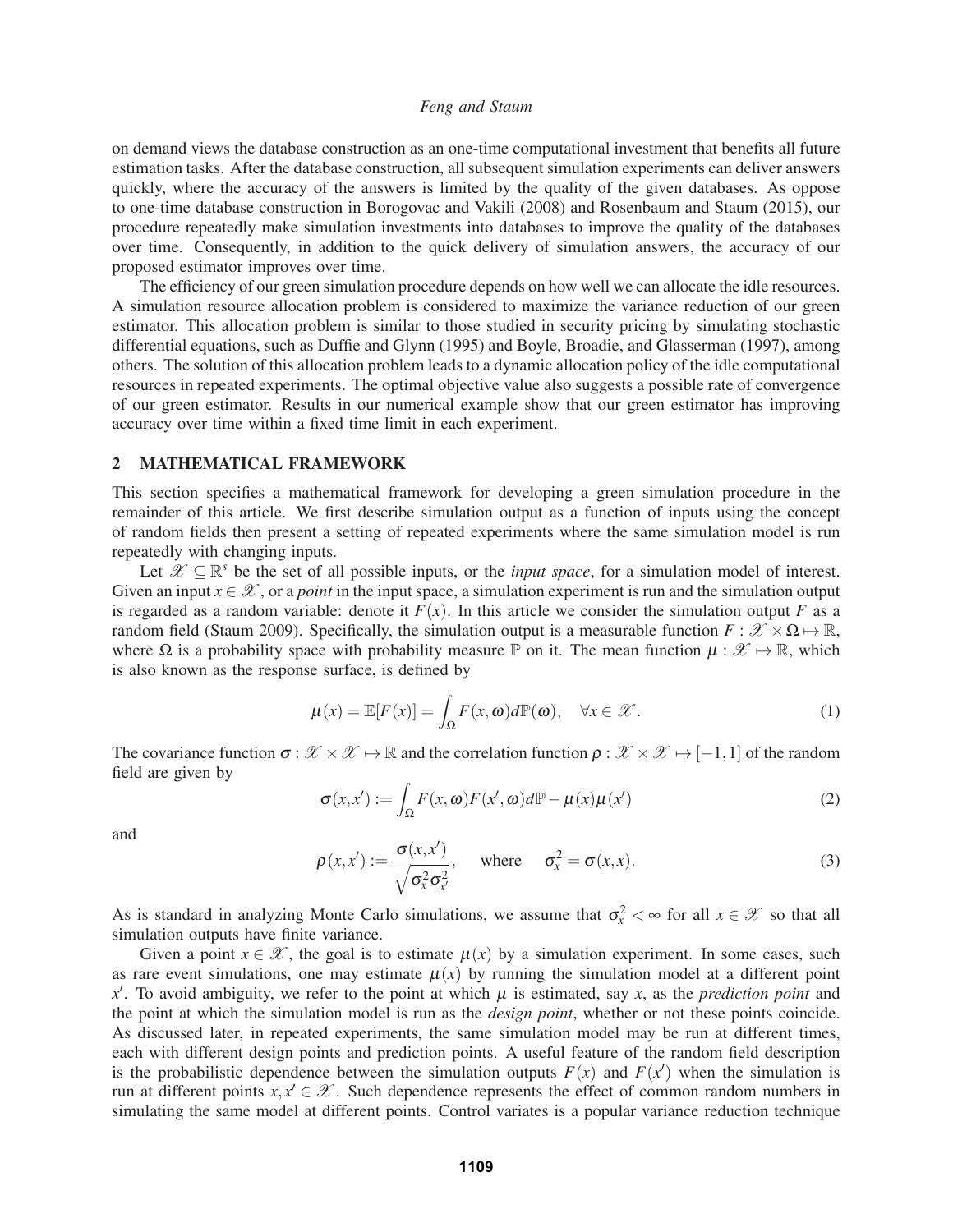on demand views the database construction as an one-time computational investment that benefits all future estimation tasks. After the database construction, all subsequent simulation experiments can deliver answers quickly, where the accuracy of the answers is limited by the quality of the given databases. As oppose to one-time database construction in Borogovac and Vakili (2008) and Rosenbaum and Staum (2015), our procedure repeatedly make simulation investments into databases to improve the quality of the databases over time. Consequently, in addition to the quick delivery of simulation answers, the accuracy of our proposed estimator improves over time.

The efficiency of our green simulation procedure depends on how well we can allocate the idle resources. A simulation resource allocation problem is considered to maximize the variance reduction of our green estimator. This allocation problem is similar to those studied in security pricing by simulating stochastic differential equations, such as Duffie and Glynn (1995) and Boyle, Broadie, and Glasserman (1997), among others. The solution of this allocation problem leads to a dynamic allocation policy of the idle computational resources in repeated experiments. The optimal objective value also suggests a possible rate of convergence of our green estimator. Results in our numerical example show that our green estimator has improving accuracy over time within a fixed time limit in each experiment.

## 2 MATHEMATICAL FRAMEWORK

This section specifies a mathematical framework for developing a green simulation procedure in the remainder of this article. We first describe simulation output as a function of inputs using the concept of random fields then present a setting of repeated experiments where the same simulation model is run repeatedly with changing inputs.

Let $\mathscr{X} \subseteq \mathbb{R}^s$ be the set of all possible inputs, or the *input space*, for a simulation model of interest. Given an input $x \in \mathscr{X}$, or a *point* in the input space, a simulation experiment is run and the simulation output is regarded as a random variable: denote it $F(x)$. In this article we consider the simulation output $F$ as a random field (Staum 2009). Specifically, the simulation output is a measurable function $F : \mathscr{X} \times \Omega \mapsto \mathbb{R}$, where $\Omega$ is a probability space with probability measure $\mathbb{P}$ on it. The mean function $\mu : \mathscr{X} \mapsto \mathbb{R}$, which is also known as the response surface, is defined by

$$\mu(x) = \mathbb{E}[F(x)] = \int_\Omega F(x,\omega)d\mathbb{P}(\omega), \quad \forall x \in \mathscr{X}. \tag{1}$$

The covariance function $\sigma : \mathscr{X} \times \mathscr{X} \mapsto \mathbb{R}$ and the correlation function $\rho : \mathscr{X} \times \mathscr{X} \mapsto [-1,1]$ of the random field are given by

$$\sigma(x,x') := \int_\Omega F(x,\omega)F(x',\omega)d\mathbb{P} - \mu(x)\mu(x') \tag{2}$$

and

$$\rho(x,x') := \frac{\sigma(x,x')}{\sqrt{\sigma_x^2 \sigma_{x'}^2}}, \quad \text{where} \quad \sigma_x^2 = \sigma(x,x). \tag{3}$$

As is standard in analyzing Monte Carlo simulations, we assume that $\sigma_x^2 < \infty$ for all $x \in \mathscr{X}$ so that all simulation outputs have finite variance.

Given a point $x \in \mathscr{X}$, the goal is to estimate $\mu(x)$ by a simulation experiment. In some cases, such as rare event simulations, one may estimate $\mu(x)$ by running the simulation model at a different point $x'$. To avoid ambiguity, we refer to the point at which $\mu$ is estimated, say $x$, as the *prediction point* and the point at which the simulation model is run as the *design point*, whether or not these points coincide. As discussed later, in repeated experiments, the same simulation model may be run at different times, each with different design points and prediction points. A useful feature of the random field description is the probabilistic dependence between the simulation outputs $F(x)$ and $F(x')$ when the simulation is run at different points $x, x' \in \mathscr{X}$. Such dependence represents the effect of common random numbers in simulating the same model at different points. Control variates is a popular variance reduction technique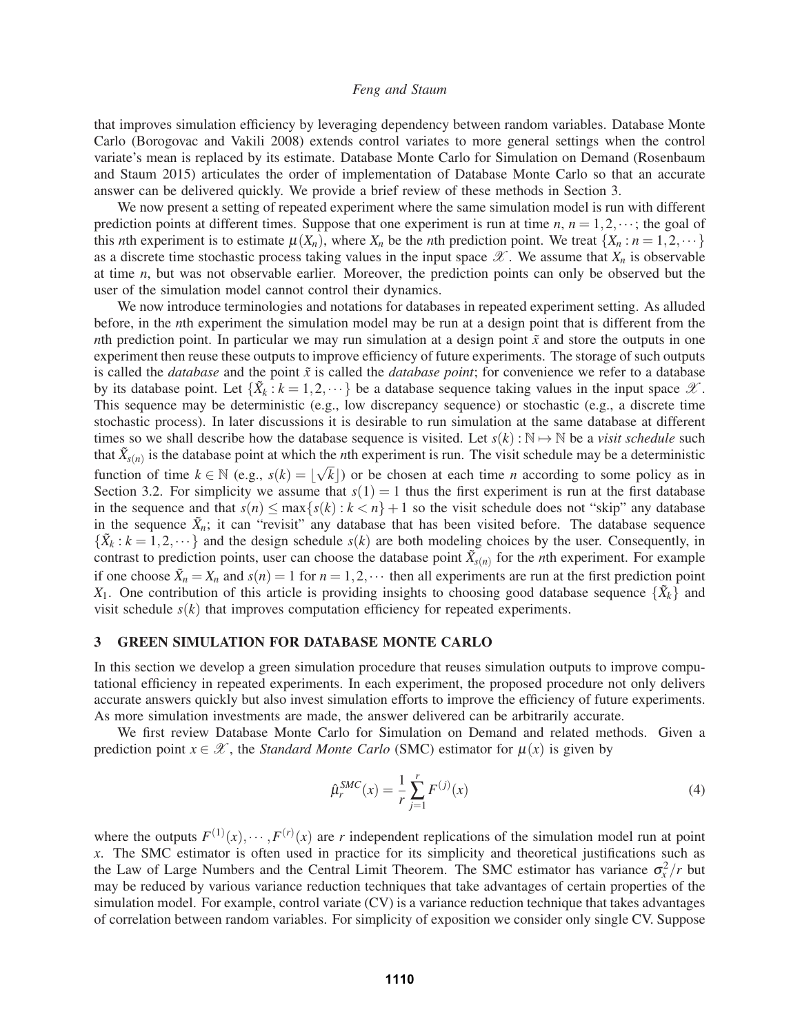that improves simulation efficiency by leveraging dependency between random variables. Database Monte Carlo (Borogovac and Vakili 2008) extends control variates to more general settings when the control variate's mean is replaced by its estimate. Database Monte Carlo for Simulation on Demand (Rosenbaum and Staum 2015) articulates the order of implementation of Database Monte Carlo so that an accurate answer can be delivered quickly. We provide a brief review of these methods in Section 3.

We now present a setting of repeated experiment where the same simulation model is run with different prediction points at different times. Suppose that one experiment is run at time $n$, $n = 1, 2, \cdots$; the goal of this $n$th experiment is to estimate $\mu(X_n)$, where $X_n$ be the $n$th prediction point. We treat $\{X_n : n = 1, 2, \cdots\}$ as a discrete time stochastic process taking values in the input space $\mathscr{X}$. We assume that $X_n$ is observable at time $n$, but was not observable earlier. Moreover, the prediction points can only be observed but the user of the simulation model cannot control their dynamics.

We now introduce terminologies and notations for databases in repeated experiment setting. As alluded before, in the $n$th experiment the simulation model may be run at a design point that is different from the $n$th prediction point. In particular we may run simulation at a design point $\tilde{x}$ and store the outputs in one experiment then reuse these outputs to improve efficiency of future experiments. The storage of such outputs is called the *database* and the point $\tilde{x}$ is called the *database point*; for convenience we refer to a database by its database point. Let $\{\tilde{X}_k : k = 1, 2, \cdots\}$ be a database sequence taking values in the input space $\mathscr{X}$. This sequence may be deterministic (e.g., low discrepancy sequence) or stochastic (e.g., a discrete time stochastic process). In later discussions it is desirable to run simulation at the same database at different times so we shall describe how the database sequence is visited. Let $s(k) : \mathbb{N} \mapsto \mathbb{N}$ be a *visit schedule* such that $\tilde{X}_{s(n)}$ is the database point at which the $n$th experiment is run. The visit schedule may be a deterministic function of time $k \in \mathbb{N}$ (e.g., $s(k) = \lfloor \sqrt{k} \rfloor$) or be chosen at each time $n$ according to some policy as in Section 3.2. For simplicity we assume that $s(1) = 1$ thus the first experiment is run at the first database in the sequence and that $s(n) \leq \max\{s(k) : k < n\} + 1$ so the visit schedule does not "skip" any database in the sequence $\tilde{X}_n$; it can "revisit" any database that has been visited before. The database sequence $\{\tilde{X}_k : k = 1, 2, \cdots\}$ and the design schedule $s(k)$ are both modeling choices by the user. Consequently, in contrast to prediction points, user can choose the database point $\tilde{X}_{s(n)}$ for the $n$th experiment. For example if one choose $\tilde{X}_n = X_n$ and $s(n) = 1$ for $n = 1, 2, \cdots$ then all experiments are run at the first prediction point $X_1$. One contribution of this article is providing insights to choosing good database sequence $\{\tilde{X}_k\}$ and visit schedule $s(k)$ that improves computation efficiency for repeated experiments.

## 3 GREEN SIMULATION FOR DATABASE MONTE CARLO

In this section we develop a green simulation procedure that reuses simulation outputs to improve computational efficiency in repeated experiments. In each experiment, the proposed procedure not only delivers accurate answers quickly but also invest simulation efforts to improve the efficiency of future experiments. As more simulation investments are made, the answer delivered can be arbitrarily accurate.

We first review Database Monte Carlo for Simulation on Demand and related methods. Given a prediction point $x \in \mathscr{X}$, the *Standard Monte Carlo* (SMC) estimator for $\mu(x)$ is given by

$$\hat{\mu}_r^{SMC}(x) = \frac{1}{r} \sum_{j=1}^{r} F^{(j)}(x) \tag{4}$$

where the outputs $F^{(1)}(x), \cdots, F^{(r)}(x)$ are $r$ independent replications of the simulation model run at point $x$. The SMC estimator is often used in practice for its simplicity and theoretical justifications such as the Law of Large Numbers and the Central Limit Theorem. The SMC estimator has variance $\sigma_x^2/r$ but may be reduced by various variance reduction techniques that take advantages of certain properties of the simulation model. For example, control variate (CV) is a variance reduction technique that takes advantages of correlation between random variables. For simplicity of exposition we consider only single CV. Suppose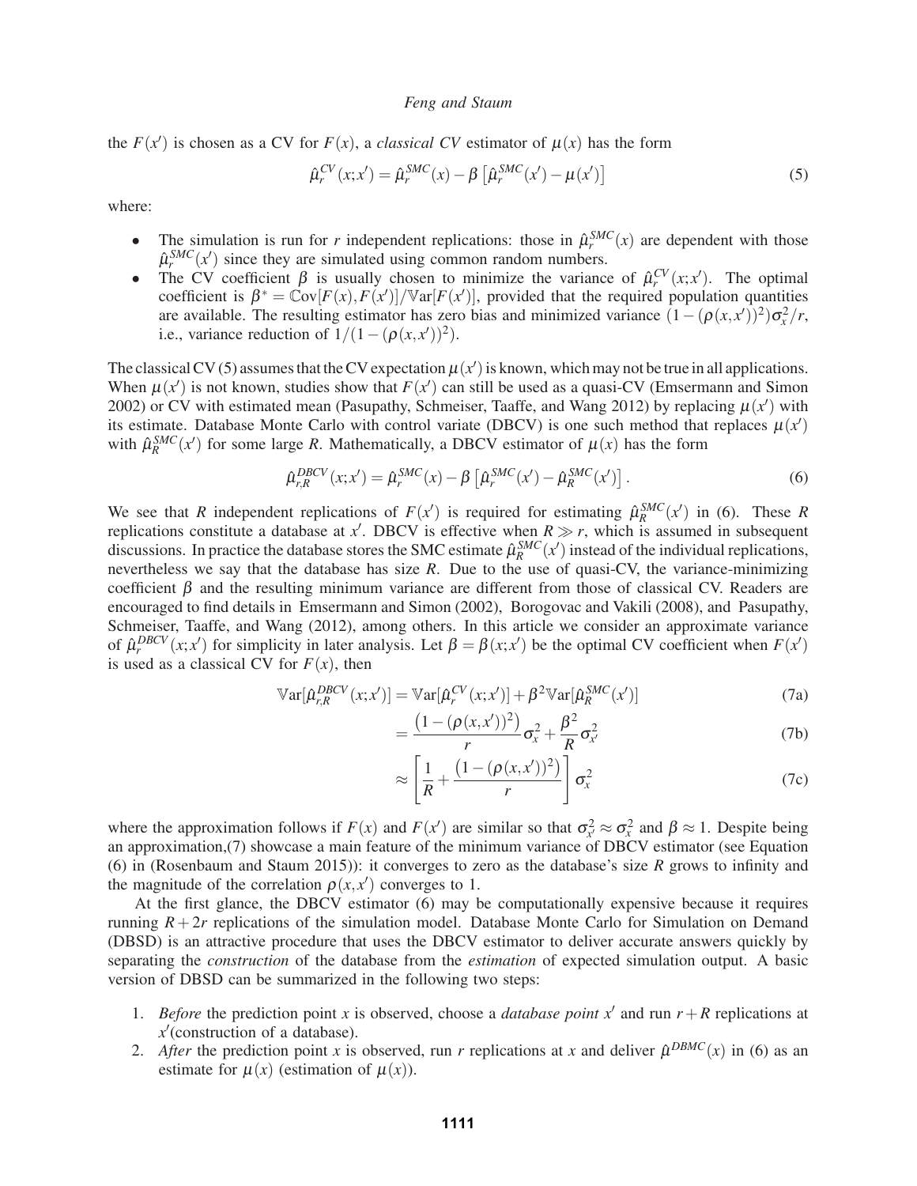the $F(x')$ is chosen as a CV for $F(x)$, a *classical CV* estimator of $\mu(x)$ has the form

$$\hat{\mu}_r^{CV}(x;x') = \hat{\mu}_r^{SMC}(x) - \beta\left[\hat{\mu}_r^{SMC}(x') - \mu(x')\right] \tag{5}$$

where:

- The simulation is run for $r$ independent replications: those in $\hat{\mu}_r^{SMC}(x)$ are dependent with those $\hat{\mu}_r^{SMC}(x')$ since they are simulated using common random numbers.
- The CV coefficient $\beta$ is usually chosen to minimize the variance of $\hat{\mu}_r^{CV}(x;x')$. The optimal coefficient is $\beta^* = \mathbb{C}\text{ov}[F(x),F(x')]/\mathbb{V}\text{ar}[F(x')]$, provided that the required population quantities are available. The resulting estimator has zero bias and minimized variance $(1-(\rho(x,x'))^2)\sigma_x^2/r$, i.e., variance reduction of $1/(1-(\rho(x,x'))^2)$.

The classical CV (5) assumes that the CV expectation $\mu(x')$ is known, which may not be true in all applications. When $\mu(x')$ is not known, studies show that $F(x')$ can still be used as a quasi-CV (Emsermann and Simon 2002) or CV with estimated mean (Pasupathy, Schmeiser, Taaffe, and Wang 2012) by replacing $\mu(x')$ with its estimate. Database Monte Carlo with control variate (DBCV) is one such method that replaces $\mu(x')$ with $\hat{\mu}_R^{SMC}(x')$ for some large $R$. Mathematically, a DBCV estimator of $\mu(x)$ has the form

$$\hat{\mu}_{r,R}^{DBCV}(x;x') = \hat{\mu}_r^{SMC}(x) - \beta\left[\hat{\mu}_r^{SMC}(x') - \hat{\mu}_R^{SMC}(x')\right]. \tag{6}$$

We see that $R$ independent replications of $F(x')$ is required for estimating $\hat{\mu}_R^{SMC}(x')$ in (6). These $R$ replications constitute a database at $x'$. DBCV is effective when $R \gg r$, which is assumed in subsequent discussions. In practice the database stores the SMC estimate $\hat{\mu}_R^{SMC}(x')$ instead of the individual replications, nevertheless we say that the database has size $R$. Due to the use of quasi-CV, the variance-minimizing coefficient $\beta$ and the resulting minimum variance are different from those of classical CV. Readers are encouraged to find details in Emsermann and Simon (2002), Borogovac and Vakili (2008), and Pasupathy, Schmeiser, Taaffe, and Wang (2012), among others. In this article we consider an approximate variance of $\hat{\mu}_r^{DBCV}(x;x')$ for simplicity in later analysis. Let $\beta = \beta(x;x')$ be the optimal CV coefficient when $F(x')$ is used as a classical CV for $F(x)$, then

$$\mathbb{V}\text{ar}[\hat{\mu}_{r,R}^{DBCV}(x;x')] = \mathbb{V}\text{ar}[\hat{\mu}_r^{CV}(x;x')] + \beta^2\mathbb{V}\text{ar}[\hat{\mu}_R^{SMC}(x')] \tag{7a}$$

$$= \frac{\left(1-(\rho(x,x'))^2\right)}{r}\sigma_x^2 + \frac{\beta^2}{R}\sigma_{x'}^2 \tag{7b}$$

$$\approx \left[\frac{1}{R} + \frac{\left(1-(\rho(x,x'))^2\right)}{r}\right]\sigma_x^2 \tag{7c}$$

where the approximation follows if $F(x)$ and $F(x')$ are similar so that $\sigma_{x'}^2 \approx \sigma_x^2$ and $\beta \approx 1$. Despite being an approximation,(7) showcase a main feature of the minimum variance of DBCV estimator (see Equation (6) in (Rosenbaum and Staum 2015)): it converges to zero as the database's size $R$ grows to infinity and the magnitude of the correlation $\rho(x,x')$ converges to 1.

At the first glance, the DBCV estimator (6) may be computationally expensive because it requires running $R+2r$ replications of the simulation model. Database Monte Carlo for Simulation on Demand (DBSD) is an attractive procedure that uses the DBCV estimator to deliver accurate answers quickly by separating the *construction* of the database from the *estimation* of expected simulation output. A basic version of DBSD can be summarized in the following two steps:

1. *Before* the prediction point $x$ is observed, choose a *database point* $x'$ and run $r+R$ replications at $x'$(construction of a database).
2. *After* the prediction point $x$ is observed, run $r$ replications at $x$ and deliver $\hat{\mu}^{DBMC}(x)$ in (6) as an estimate for $\mu(x)$ (estimation of $\mu(x)$).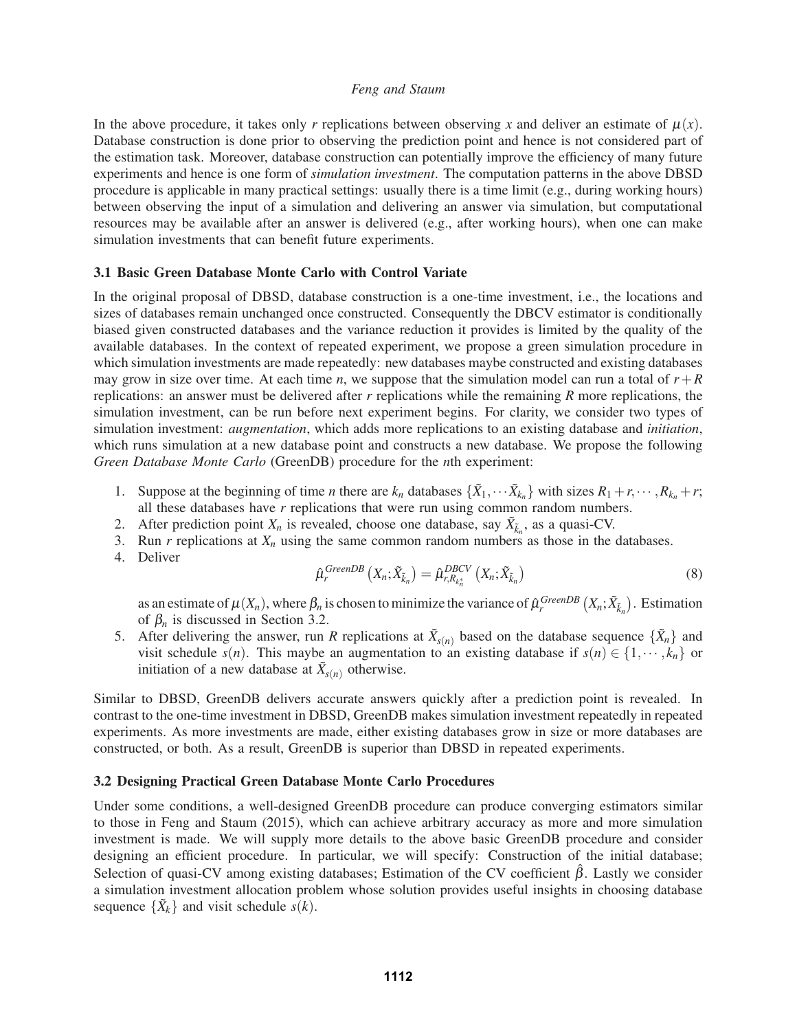In the above procedure, it takes only $r$ replications between observing $x$ and deliver an estimate of $\mu(x)$. Database construction is done prior to observing the prediction point and hence is not considered part of the estimation task. Moreover, database construction can potentially improve the efficiency of many future experiments and hence is one form of *simulation investment*. The computation patterns in the above DBSD procedure is applicable in many practical settings: usually there is a time limit (e.g., during working hours) between observing the input of a simulation and delivering an answer via simulation, but computational resources may be available after an answer is delivered (e.g., after working hours), when one can make simulation investments that can benefit future experiments.

### 3.1 Basic Green Database Monte Carlo with Control Variate

In the original proposal of DBSD, database construction is a one-time investment, i.e., the locations and sizes of databases remain unchanged once constructed. Consequently the DBCV estimator is conditionally biased given constructed databases and the variance reduction it provides is limited by the quality of the available databases. In the context of repeated experiment, we propose a green simulation procedure in which simulation investments are made repeatedly: new databases maybe constructed and existing databases may grow in size over time. At each time $n$, we suppose that the simulation model can run a total of $r+R$ replications: an answer must be delivered after $r$ replications while the remaining $R$ more replications, the simulation investment, can be run before next experiment begins. For clarity, we consider two types of simulation investment: *augmentation*, which adds more replications to an existing database and *initiation*, which runs simulation at a new database point and constructs a new database. We propose the following *Green Database Monte Carlo* (GreenDB) procedure for the $n$th experiment:

1. Suppose at the beginning of time $n$ there are $k_n$ databases $\{\tilde{X}_1, \cdots \tilde{X}_{k_n}\}$ with sizes $R_1 + r, \cdots, R_{k_n} + r$; all these databases have $r$ replications that were run using common random numbers.
2. After prediction point $X_n$ is revealed, choose one database, say $\tilde{X}_{\tilde{k}_n}$, as a quasi-CV.
3. Run $r$ replications at $X_n$ using the same common random numbers as those in the databases.
4. Deliver
$$\hat{\mu}_r^{GreenDB}\left(X_n;\tilde{X}_{\tilde{k}_n}\right) = \hat{\mu}_{r,R_{k_n^*}}^{DBCV}\left(X_n;\tilde{X}_{\tilde{k}_n}\right) \tag{8}$$
as an estimate of $\mu(X_n)$, where $\beta_n$ is chosen to minimize the variance of $\hat{\mu}_r^{GreenDB}\left(X_n;\tilde{X}_{\tilde{k}_n}\right)$. Estimation of $\beta_n$ is discussed in Section 3.2.
5. After delivering the answer, run $R$ replications at $\tilde{X}_{s(n)}$ based on the database sequence $\{\tilde{X}_n\}$ and visit schedule $s(n)$. This maybe an augmentation to an existing database if $s(n) \in \{1, \cdots, k_n\}$ or initiation of a new database at $\tilde{X}_{s(n)}$ otherwise.

Similar to DBSD, GreenDB delivers accurate answers quickly after a prediction point is revealed. In contrast to the one-time investment in DBSD, GreenDB makes simulation investment repeatedly in repeated experiments. As more investments are made, either existing databases grow in size or more databases are constructed, or both. As a result, GreenDB is superior than DBSD in repeated experiments.

### 3.2 Designing Practical Green Database Monte Carlo Procedures

Under some conditions, a well-designed GreenDB procedure can produce converging estimators similar to those in Feng and Staum (2015), which can achieve arbitrary accuracy as more and more simulation investment is made. We will supply more details to the above basic GreenDB procedure and consider designing an efficient procedure. In particular, we will specify: Construction of the initial database; Selection of quasi-CV among existing databases; Estimation of the CV coefficient $\hat{\beta}$. Lastly we consider a simulation investment allocation problem whose solution provides useful insights in choosing database sequence $\{\tilde{X}_k\}$ and visit schedule $s(k)$.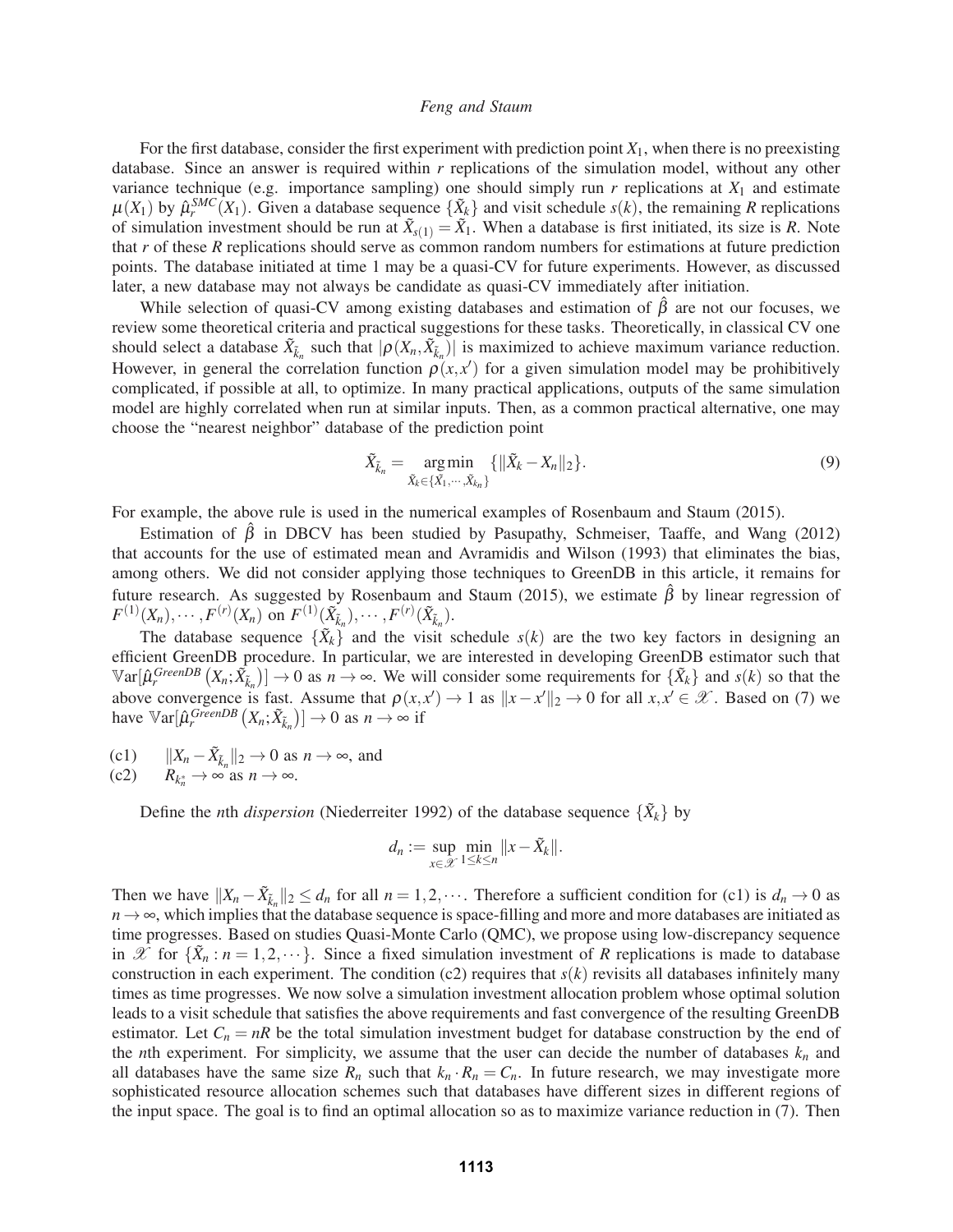For the first database, consider the first experiment with prediction point $X_1$, when there is no preexisting database. Since an answer is required within $r$ replications of the simulation model, without any other variance technique (e.g. importance sampling) one should simply run $r$ replications at $X_1$ and estimate $\mu(X_1)$ by $\hat{\mu}_r^{SMC}(X_1)$. Given a database sequence $\{\tilde{X}_k\}$ and visit schedule $s(k)$, the remaining $R$ replications of simulation investment should be run at $\tilde{X}_{s(1)} = \tilde{X}_1$. When a database is first initiated, its size is $R$. Note that $r$ of these $R$ replications should serve as common random numbers for estimations at future prediction points. The database initiated at time 1 may be a quasi-CV for future experiments. However, as discussed later, a new database may not always be candidate as quasi-CV immediately after initiation.

While selection of quasi-CV among existing databases and estimation of $\hat{\beta}$ are not our focuses, we review some theoretical criteria and practical suggestions for these tasks. Theoretically, in classical CV one should select a database $\tilde{X}_{\tilde{k}_n}$ such that $|\rho(X_n, \tilde{X}_{\tilde{k}_n})|$ is maximized to achieve maximum variance reduction. However, in general the correlation function $\rho(x, x')$ for a given simulation model may be prohibitively complicated, if possible at all, to optimize. In many practical applications, outputs of the same simulation model are highly correlated when run at similar inputs. Then, as a common practical alternative, one may choose the "nearest neighbor" database of the prediction point

$$\tilde{X}_{\tilde{k}_n} = \underset{\tilde{X}_k \in \{\tilde{X}_1, \cdots, \tilde{X}_{k_n}\}}{\arg\min} \{\|\tilde{X}_k - X_n\|_2\}. \tag{9}$$

For example, the above rule is used in the numerical examples of Rosenbaum and Staum (2015).

Estimation of $\hat{\beta}$ in DBCV has been studied by Pasupathy, Schmeiser, Taaffe, and Wang (2012) that accounts for the use of estimated mean and Avramidis and Wilson (1993) that eliminates the bias, among others. We did not consider applying those techniques to GreenDB in this article, it remains for future research. As suggested by Rosenbaum and Staum (2015), we estimate $\hat{\beta}$ by linear regression of $F^{(1)}(X_n), \cdots, F^{(r)}(X_n)$ on $F^{(1)}(\tilde{X}_{\tilde{k}_n}), \cdots, F^{(r)}(\tilde{X}_{\tilde{k}_n})$.

The database sequence $\{\tilde{X}_k\}$ and the visit schedule $s(k)$ are the two key factors in designing an efficient GreenDB procedure. In particular, we are interested in developing GreenDB estimator such that $\mathbb{V}\text{ar}[\hat{\mu}_r^{GreenDB}(X_n; \tilde{X}_{\tilde{k}_n})] \to 0$ as $n \to \infty$. We will consider some requirements for $\{\tilde{X}_k\}$ and $s(k)$ so that the above convergence is fast. Assume that $\rho(x, x') \to 1$ as $\|x - x'\|_2 \to 0$ for all $x, x' \in \mathscr{X}$. Based on (7) we have $\mathbb{V}\text{ar}[\hat{\mu}_r^{GreenDB}(X_n; \tilde{X}_{\tilde{k}_n})] \to 0$ as $n \to \infty$ if

(c1) $\|X_n - \tilde{X}_{\tilde{k}_n}\|_2 \to 0$ as $n \to \infty$, and

(c2) $R_{k_n^*} \to \infty$ as $n \to \infty$.

Define the $n$th *dispersion* (Niederreiter 1992) of the database sequence $\{\tilde{X}_k\}$ by

$$d_n := \sup_{x \in \mathscr{X}} \min_{1 \le k \le n} \|x - \tilde{X}_k\|.$$

Then we have $\|X_n - \tilde{X}_{\tilde{k}_n}\|_2 \le d_n$ for all $n = 1, 2, \cdots$. Therefore a sufficient condition for (c1) is $d_n \to 0$ as $n \to \infty$, which implies that the database sequence is space-filling and more and more databases are initiated as time progresses. Based on studies Quasi-Monte Carlo (QMC), we propose using low-discrepancy sequence in $\mathscr{X}$ for $\{\tilde{X}_n : n = 1, 2, \cdots\}$. Since a fixed simulation investment of $R$ replications is made to database construction in each experiment. The condition (c2) requires that $s(k)$ revisits all databases infinitely many times as time progresses. We now solve a simulation investment allocation problem whose optimal solution leads to a visit schedule that satisfies the above requirements and fast convergence of the resulting GreenDB estimator. Let $C_n = nR$ be the total simulation investment budget for database construction by the end of the $n$th experiment. For simplicity, we assume that the user can decide the number of databases $k_n$ and all databases have the same size $R_n$ such that $k_n \cdot R_n = C_n$. In future research, we may investigate more sophisticated resource allocation schemes such that databases have different sizes in different regions of the input space. The goal is to find an optimal allocation so as to maximize variance reduction in (7). Then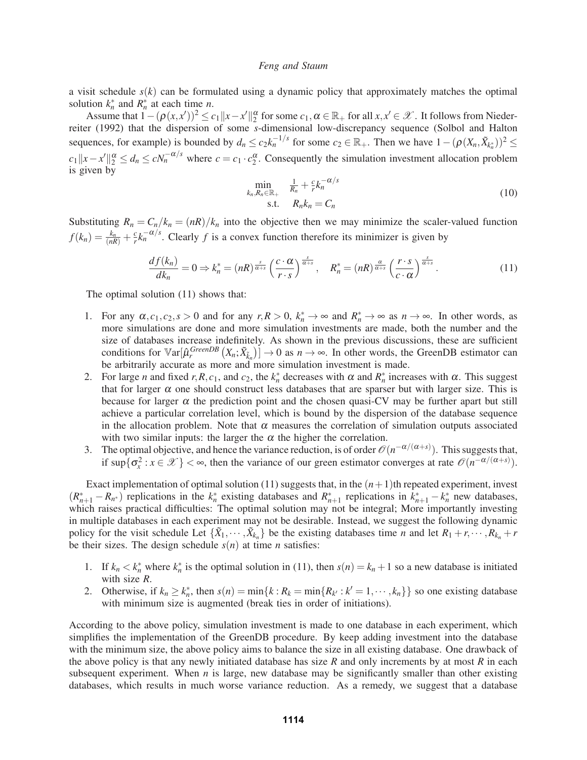a visit schedule $s(k)$ can be formulated using a dynamic policy that approximately matches the optimal solution $k_n^*$ and $R_n^*$ at each time $n$.

Assume that $1-(\rho(x,x'))^2 \le c_1\|x-x'\|_2^\alpha$ for some $c_1, \alpha \in \mathbb{R}_+$ for all $x,x' \in \mathscr{X}$. It follows from Niederreiter (1992) that the dispersion of some $s$-dimensional low-discrepancy sequence (Solbol and Halton sequences, for example) is bounded by $d_n \le c_2 k_n^{-1/s}$ for some $c_2 \in \mathbb{R}_+$. Then we have $1-(\rho(X_n,\tilde{X}_{k_n^*}))^2 \le c_1\|x-x'\|_2^\alpha \le d_n \le cN_n^{-\alpha/s}$ where $c = c_1 \cdot c_2^\alpha$. Consequently the simulation investment allocation problem is given by

$$\begin{aligned} \min_{k_n, R_n \in \mathbb{R}_+} \quad & \tfrac{1}{R_n} + \tfrac{c}{r} k_n^{-\alpha/s} \\ \text{s.t.} \quad & R_n k_n = C_n \end{aligned} \tag{10}$$

Substituting $R_n = C_n/k_n = (nR)/k_n$ into the objective then we may minimize the scaler-valued function $f(k_n) = \frac{k_n}{(nR)} + \frac{c}{r}k_n^{-\alpha/s}$. Clearly $f$ is a convex function therefore its minimizer is given by

$$\frac{df(k_n)}{dk_n} = 0 \Rightarrow k_n^* = (nR)^{\frac{s}{\alpha+s}} \left(\frac{c\cdot\alpha}{r\cdot s}\right)^{\frac{s}{\alpha+s}}, \quad R_n^* = (nR)^{\frac{\alpha}{\alpha+s}} \left(\frac{r\cdot s}{c\cdot\alpha}\right)^{\frac{s}{\alpha+s}}. \tag{11}$$

The optimal solution (11) shows that:

1. For any $\alpha, c_1, c_2, s > 0$ and for any $r, R > 0$, $k_n^* \to \infty$ and $R_n^* \to \infty$ as $n \to \infty$. In other words, as more simulations are done and more simulation investments are made, both the number and the size of databases increase indefinitely. As shown in the previous discussions, these are sufficient conditions for $\mathbb{V}\text{ar}[\hat{\mu}_r^{GreenDB}(X_n;\tilde{X}_{\tilde{k}_n})] \to 0$ as $n\to\infty$. In other words, the GreenDB estimator can be arbitrarily accurate as more and more simulation investment is made.
2. For large $n$ and fixed $r, R, c_1$, and $c_2$, the $k_n^*$ decreases with $\alpha$ and $R_n^*$ increases with $\alpha$. This suggest that for larger $\alpha$ one should construct less databases that are sparser but with larger size. This is because for larger $\alpha$ the prediction point and the chosen quasi-CV may be further apart but still achieve a particular correlation level, which is bound by the dispersion of the database sequence in the allocation problem. Note that $\alpha$ measures the correlation of simulation outputs associated with two similar inputs: the larger the $\alpha$ the higher the correlation.
3. The optimal objective, and hence the variance reduction, is of order $\mathscr{O}(n^{-\alpha/(\alpha+s)})$. This suggests that, if $\sup\{\sigma_x^2 : x\in\mathscr{X}\} < \infty$, then the variance of our green estimator converges at rate $\mathscr{O}(n^{-\alpha/(\alpha+s)})$.

Exact implementation of optimal solution (11) suggests that, in the $(n+1)$th repeated experiment, invest $(R_{n+1}^* - R_{n^*})$ replications in the $k_n^*$ existing databases and $R_{n+1}^*$ replications in $k_{n+1}^* - k_n^*$ new databases, which raises practical difficulties: The optimal solution may not be integral; More importantly investing in multiple databases in each experiment may not be desirable. Instead, we suggest the following dynamic policy for the visit schedule Let $\{\tilde{X}_1,\cdots,\tilde{X}_{k_n}\}$ be the existing databases time $n$ and let $R_1+r,\cdots,R_{k_n}+r$ be their sizes. The design schedule $s(n)$ at time $n$ satisfies:

1. If $k_n < k_n^*$ where $k_n^*$ is the optimal solution in (11), then $s(n) = k_n + 1$ so a new database is initiated with size $R$.
2. Otherwise, if $k_n \ge k_n^*$, then $s(n) = \min\{k : R_k = \min\{R_{k'} : k' = 1,\cdots,k_n\}\}$ so one existing database with minimum size is augmented (break ties in order of initiations).

According to the above policy, simulation investment is made to one database in each experiment, which simplifies the implementation of the GreenDB procedure. By keep adding investment into the database with the minimum size, the above policy aims to balance the size in all existing database. One drawback of the above policy is that any newly initiated database has size $R$ and only increments by at most $R$ in each subsequent experiment. When $n$ is large, new database may be significantly smaller than other existing databases, which results in much worse variance reduction. As a remedy, we suggest that a database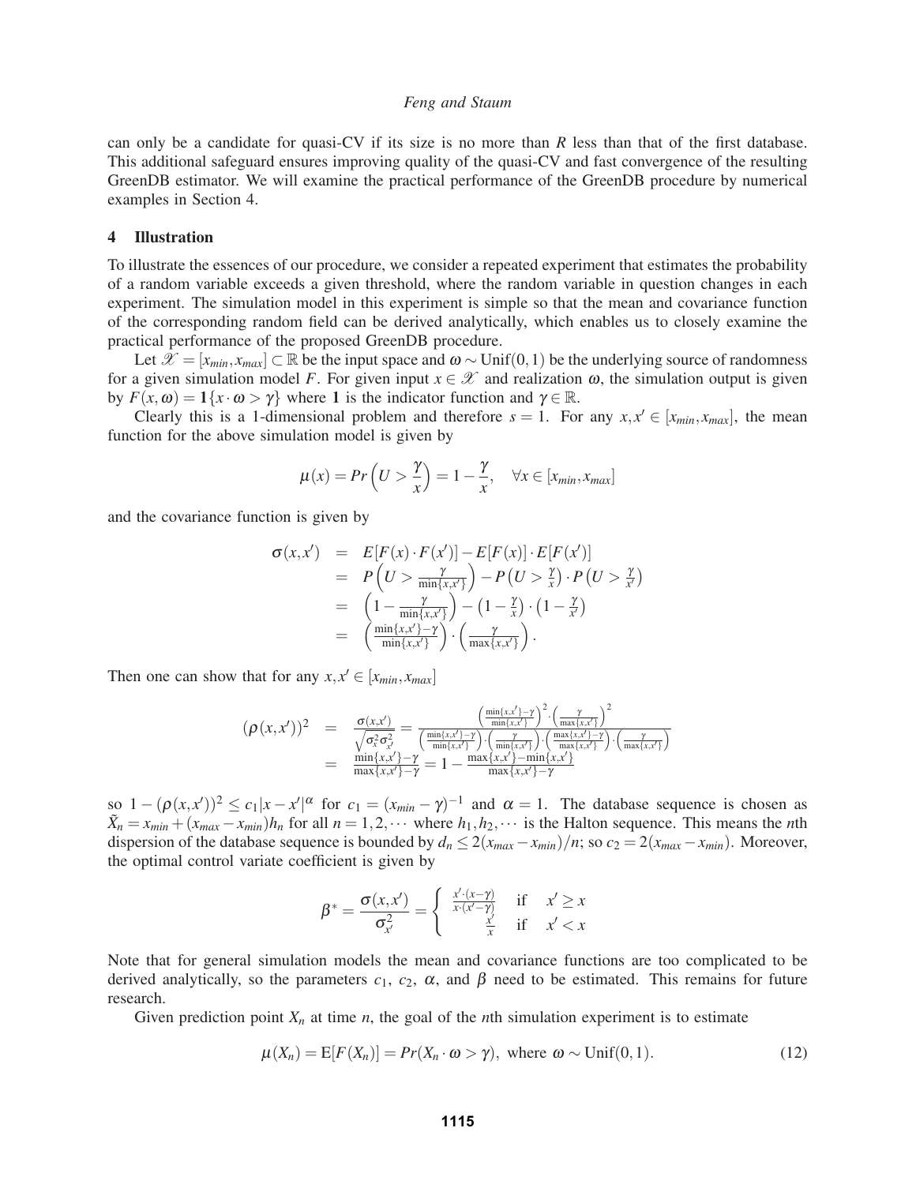can only be a candidate for quasi-CV if its size is no more than $R$ less than that of the first database. This additional safeguard ensures improving quality of the quasi-CV and fast convergence of the resulting GreenDB estimator. We will examine the practical performance of the GreenDB procedure by numerical examples in Section 4.

## 4 Illustration

To illustrate the essences of our procedure, we consider a repeated experiment that estimates the probability of a random variable exceeds a given threshold, where the random variable in question changes in each experiment. The simulation model in this experiment is simple so that the mean and covariance function of the corresponding random field can be derived analytically, which enables us to closely examine the practical performance of the proposed GreenDB procedure.

Let $\mathscr{X} = [x_{min}, x_{max}] \subset \mathbb{R}$ be the input space and $\omega \sim \text{Unif}(0,1)$ be the underlying source of randomness for a given simulation model $F$. For given input $x \in \mathscr{X}$ and realization $\omega$, the simulation output is given by $F(x,\omega) = \mathbf{1}\{x \cdot \omega > \gamma\}$ where $\mathbf{1}$ is the indicator function and $\gamma \in \mathbb{R}$.

Clearly this is a 1-dimensional problem and therefore $s = 1$. For any $x, x' \in [x_{min}, x_{max}]$, the mean function for the above simulation model is given by

$$\mu(x) = Pr\left(U > \frac{\gamma}{x}\right) = 1 - \frac{\gamma}{x}, \quad \forall x \in [x_{min}, x_{max}]$$

and the covariance function is given by

$$\begin{aligned}
\sigma(x,x') &= E[F(x)\cdot F(x')] - E[F(x)]\cdot E[F(x')] \\
&= P\left(U > \frac{\gamma}{\min\{x,x'\}}\right) - P\left(U > \frac{\gamma}{x}\right)\cdot P\left(U > \frac{\gamma}{x'}\right) \\
&= \left(1 - \frac{\gamma}{\min\{x,x'\}}\right) - \left(1 - \frac{\gamma}{x}\right)\cdot\left(1 - \frac{\gamma}{x'}\right) \\
&= \left(\frac{\min\{x,x'\}-\gamma}{\min\{x,x'\}}\right)\cdot\left(\frac{\gamma}{\max\{x,x'\}}\right).
\end{aligned}$$

Then one can show that for any $x, x' \in [x_{min}, x_{max}]$

$$\begin{aligned}
(\rho(x,x'))^2 &= \frac{\sigma(x,x')}{\sqrt{\sigma_x^2 \sigma_{x'}^2}} = \frac{\left(\frac{\min\{x,x'\}-\gamma}{\min\{x,x'\}}\right)^2 \cdot \left(\frac{\gamma}{\max\{x,x'\}}\right)^2}{\left(\frac{\min\{x,x'\}-\gamma}{\min\{x,x'\}}\right)\cdot\left(\frac{\gamma}{\min\{x,x'\}}\right)\cdot\left(\frac{\max\{x,x'\}-\gamma}{\max\{x,x'\}}\right)\cdot\left(\frac{\gamma}{\max\{x,x'\}}\right)} \\
&= \frac{\min\{x,x'\}-\gamma}{\max\{x,x'\}-\gamma} = 1 - \frac{\max\{x,x'\}-\min\{x,x'\}}{\max\{x,x'\}-\gamma}
\end{aligned}$$

so $1-(\rho(x,x'))^2 \le c_1|x-x'|^\alpha$ for $c_1 = (x_{min}-\gamma)^{-1}$ and $\alpha = 1$. The database sequence is chosen as $\tilde{X}_n = x_{min} + (x_{max} - x_{min})h_n$ for all $n = 1, 2, \cdots$ where $h_1, h_2, \cdots$ is the Halton sequence. This means the $n$th dispersion of the database sequence is bounded by $d_n \le 2(x_{max} - x_{min})/n$; so $c_2 = 2(x_{max} - x_{min})$. Moreover, the optimal control variate coefficient is given by

$$\beta^* = \frac{\sigma(x,x')}{\sigma_{x'}^2} = \begin{cases} \frac{x'\cdot(x-\gamma)}{x\cdot(x'-\gamma)} & \text{if} \quad x' \ge x \\ \frac{x'}{x} & \text{if} \quad x' < x \end{cases}$$

Note that for general simulation models the mean and covariance functions are too complicated to be derived analytically, so the parameters $c_1$, $c_2$, $\alpha$, and $\beta$ need to be estimated. This remains for future research.

Given prediction point $X_n$ at time $n$, the goal of the $n$th simulation experiment is to estimate

$$\mu(X_n) = \text{E}[F(X_n)] = Pr(X_n \cdot \omega > \gamma), \text{ where } \omega \sim \text{Unif}(0,1). \tag{12}$$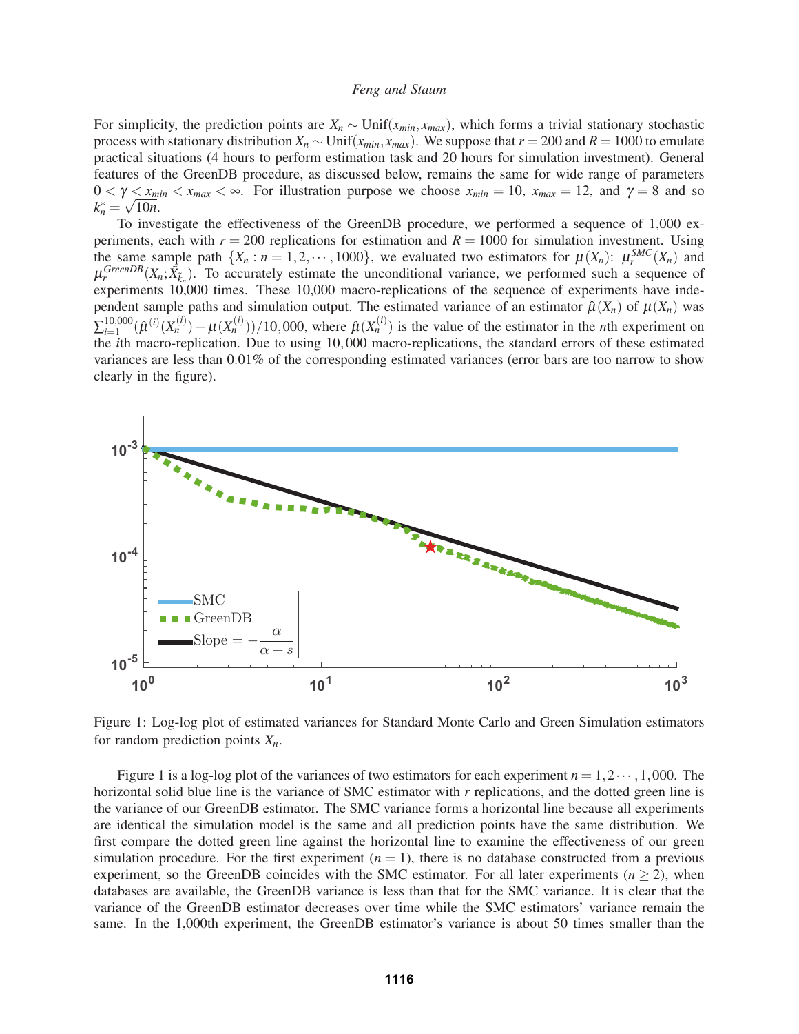For simplicity, the prediction points are $X_n \sim \text{Unif}(x_{min}, x_{max})$, which forms a trivial stationary stochastic process with stationary distribution $X_n \sim \text{Unif}(x_{min}, x_{max})$. We suppose that $r = 200$ and $R = 1000$ to emulate practical situations (4 hours to perform estimation task and 20 hours for simulation investment). General features of the GreenDB procedure, as discussed below, remains the same for wide range of parameters $0 < \gamma < x_{min} < x_{max} < \infty$. For illustration purpose we choose $x_{min} = 10$, $x_{max} = 12$, and $\gamma = 8$ and so $k_n^* = \sqrt{10n}$.

To investigate the effectiveness of the GreenDB procedure, we performed a sequence of 1,000 experiments, each with $r = 200$ replications for estimation and $R = 1000$ for simulation investment. Using the same sample path $\{X_n : n = 1, 2, \cdots, 1000\}$, we evaluated two estimators for $\mu(X_n)$: $\mu_r^{SMC}(X_n)$ and $\mu_r^{GreenDB}(X_n; \tilde{X}_{\tilde{k}_n})$. To accurately estimate the unconditional variance, we performed such a sequence of experiments 10,000 times. These 10,000 macro-replications of the sequence of experiments have independent sample paths and simulation output. The estimated variance of an estimator $\hat{\mu}(X_n)$ of $\mu(X_n)$ was $\sum_{i=1}^{10,000} (\hat{\mu}^{(i)}(X_n^{(i)}) - \mu(X_n^{(i)}))/10,000$, where $\hat{\mu}(X_n^{(i)})$ is the value of the estimator in the $n$th experiment on the $i$th macro-replication. Due to using $10,000$ macro-replications, the standard errors of these estimated variances are less than 0.01% of the corresponding estimated variances (error bars are too narrow to show clearly in the figure).

Figure 1: Log-log plot of estimated variances for Standard Monte Carlo and Green Simulation estimators for random prediction points $X_n$.

Figure 1 is a log-log plot of the variances of two estimators for each experiment $n = 1, 2 \cdots, 1,000$. The horizontal solid blue line is the variance of SMC estimator with $r$ replications, and the dotted green line is the variance of our GreenDB estimator. The SMC variance forms a horizontal line because all experiments are identical the simulation model is the same and all prediction points have the same distribution. We first compare the dotted green line against the horizontal line to examine the effectiveness of our green simulation procedure. For the first experiment ($n = 1$), there is no database constructed from a previous experiment, so the GreenDB coincides with the SMC estimator. For all later experiments ($n \geq 2$), when databases are available, the GreenDB variance is less than that for the SMC variance. It is clear that the variance of the GreenDB estimator decreases over time while the SMC estimators' variance remain the same. In the 1,000th experiment, the GreenDB estimator's variance is about 50 times smaller than the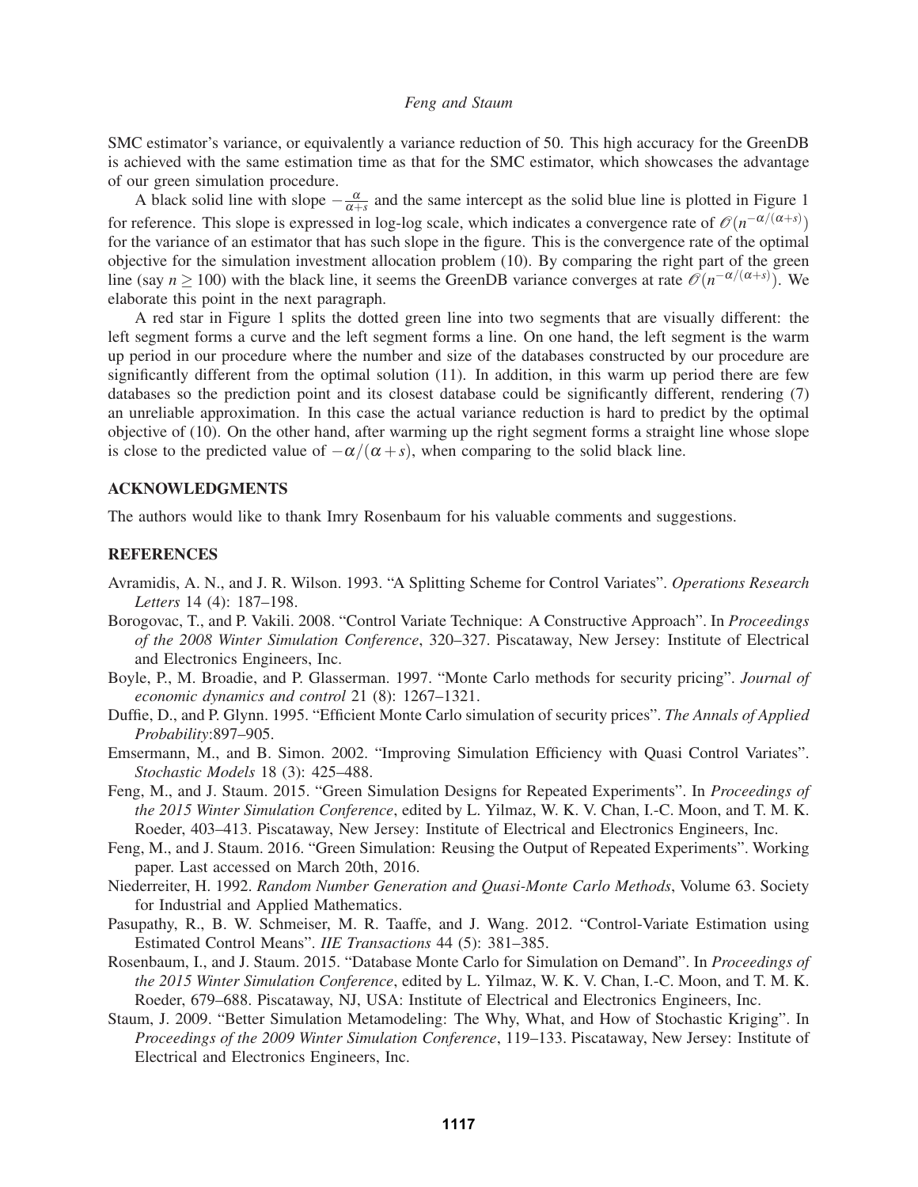SMC estimator's variance, or equivalently a variance reduction of 50. This high accuracy for the GreenDB is achieved with the same estimation time as that for the SMC estimator, which showcases the advantage of our green simulation procedure.

A black solid line with slope $-\frac{\alpha}{\alpha+s}$ and the same intercept as the solid blue line is plotted in Figure 1 for reference. This slope is expressed in log-log scale, which indicates a convergence rate of $\mathscr{O}(n^{-\alpha/(\alpha+s)})$ for the variance of an estimator that has such slope in the figure. This is the convergence rate of the optimal objective for the simulation investment allocation problem (10). By comparing the right part of the green line (say $n \geq 100$) with the black line, it seems the GreenDB variance converges at rate $\mathscr{O}(n^{-\alpha/(\alpha+s)})$. We elaborate this point in the next paragraph.

A red star in Figure 1 splits the dotted green line into two segments that are visually different: the left segment forms a curve and the left segment forms a line. On one hand, the left segment is the warm up period in our procedure where the number and size of the databases constructed by our procedure are significantly different from the optimal solution (11). In addition, in this warm up period there are few databases so the prediction point and its closest database could be significantly different, rendering (7) an unreliable approximation. In this case the actual variance reduction is hard to predict by the optimal objective of (10). On the other hand, after warming up the right segment forms a straight line whose slope is close to the predicted value of $-\alpha/(\alpha+s)$, when comparing to the solid black line.

## ACKNOWLEDGMENTS

The authors would like to thank Imry Rosenbaum for his valuable comments and suggestions.

## REFERENCES

Avramidis, A. N., and J. R. Wilson. 1993. "A Splitting Scheme for Control Variates". *Operations Research Letters* 14 (4): 187–198.

Borogovac, T., and P. Vakili. 2008. "Control Variate Technique: A Constructive Approach". In *Proceedings of the 2008 Winter Simulation Conference*, 320–327. Piscataway, New Jersey: Institute of Electrical and Electronics Engineers, Inc.

Boyle, P., M. Broadie, and P. Glasserman. 1997. "Monte Carlo methods for security pricing". *Journal of economic dynamics and control* 21 (8): 1267–1321.

Duffie, D., and P. Glynn. 1995. "Efficient Monte Carlo simulation of security prices". *The Annals of Applied Probability*:897–905.

Emsermann, M., and B. Simon. 2002. "Improving Simulation Efficiency with Quasi Control Variates". *Stochastic Models* 18 (3): 425–488.

Feng, M., and J. Staum. 2015. "Green Simulation Designs for Repeated Experiments". In *Proceedings of the 2015 Winter Simulation Conference*, edited by L. Yilmaz, W. K. V. Chan, I.-C. Moon, and T. M. K. Roeder, 403–413. Piscataway, New Jersey: Institute of Electrical and Electronics Engineers, Inc.

Feng, M., and J. Staum. 2016. "Green Simulation: Reusing the Output of Repeated Experiments". Working paper. Last accessed on March 20th, 2016.

Niederreiter, H. 1992. *Random Number Generation and Quasi-Monte Carlo Methods*, Volume 63. Society for Industrial and Applied Mathematics.

Pasupathy, R., B. W. Schmeiser, M. R. Taaffe, and J. Wang. 2012. "Control-Variate Estimation using Estimated Control Means". *IIE Transactions* 44 (5): 381–385.

Rosenbaum, I., and J. Staum. 2015. "Database Monte Carlo for Simulation on Demand". In *Proceedings of the 2015 Winter Simulation Conference*, edited by L. Yilmaz, W. K. V. Chan, I.-C. Moon, and T. M. K. Roeder, 679–688. Piscataway, NJ, USA: Institute of Electrical and Electronics Engineers, Inc.

Staum, J. 2009. "Better Simulation Metamodeling: The Why, What, and How of Stochastic Kriging". In *Proceedings of the 2009 Winter Simulation Conference*, 119–133. Piscataway, New Jersey: Institute of Electrical and Electronics Engineers, Inc.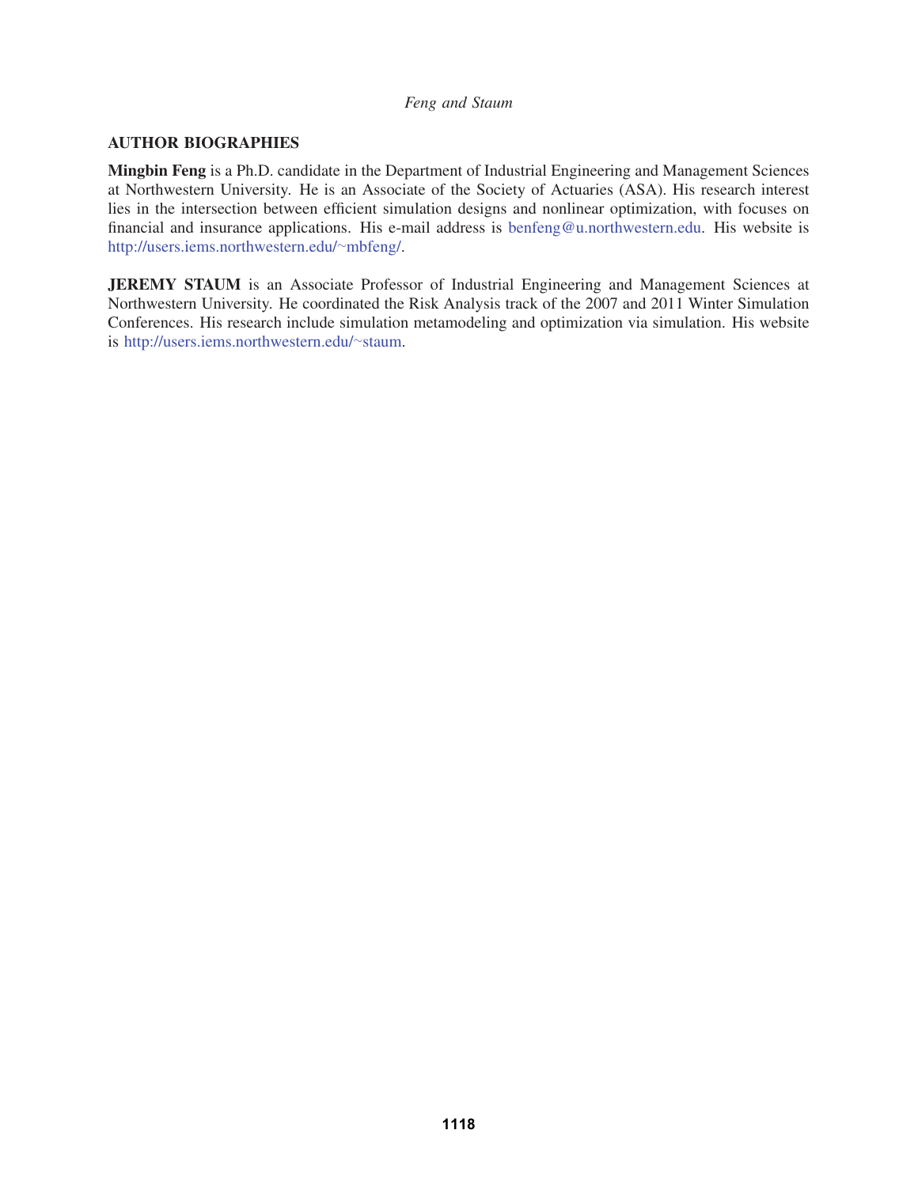## AUTHOR BIOGRAPHIES

**Mingbin Feng** is a Ph.D. candidate in the Department of Industrial Engineering and Management Sciences at Northwestern University. He is an Associate of the Society of Actuaries (ASA). His research interest lies in the intersection between efficient simulation designs and nonlinear optimization, with focuses on financial and insurance applications. His e-mail address is benfeng@u.northwestern.edu. His website is http://users.iems.northwestern.edu/~mbfeng/.

**JEREMY STAUM** is an Associate Professor of Industrial Engineering and Management Sciences at Northwestern University. He coordinated the Risk Analysis track of the 2007 and 2011 Winter Simulation Conferences. His research include simulation metamodeling and optimization via simulation. His website is http://users.iems.northwestern.edu/~staum.